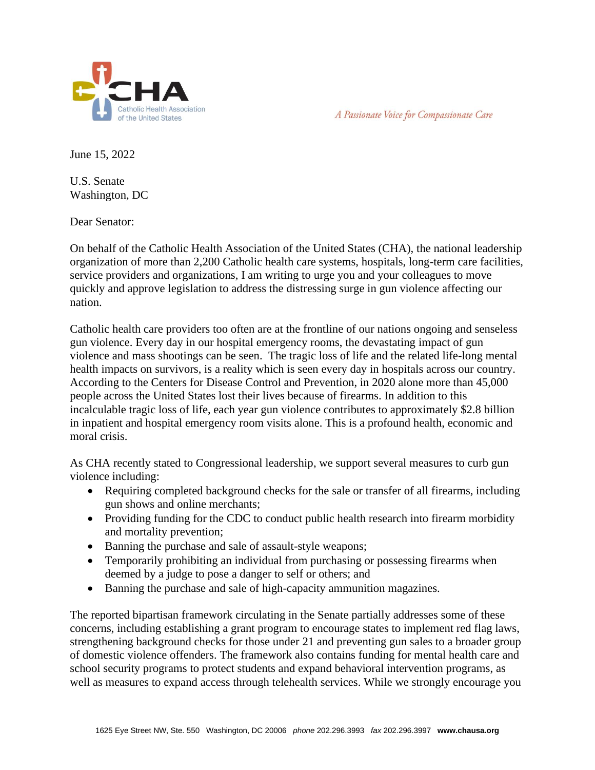CHA
Catholic Health Association of the United States

*A Passionate Voice for Compassionate Care*

June 15, 2022

U.S. Senate
Washington, DC

Dear Senator:

On behalf of the Catholic Health Association of the United States (CHA), the national leadership organization of more than 2,200 Catholic health care systems, hospitals, long-term care facilities, service providers and organizations, I am writing to urge you and your colleagues to move quickly and approve legislation to address the distressing surge in gun violence affecting our nation.

Catholic health care providers too often are at the frontline of our nations ongoing and senseless gun violence. Every day in our hospital emergency rooms, the devastating impact of gun violence and mass shootings can be seen. The tragic loss of life and the related life-long mental health impacts on survivors, is a reality which is seen every day in hospitals across our country. According to the Centers for Disease Control and Prevention, in 2020 alone more than 45,000 people across the United States lost their lives because of firearms. In addition to this incalculable tragic loss of life, each year gun violence contributes to approximately $2.8 billion in inpatient and hospital emergency room visits alone. This is a profound health, economic and moral crisis.

As CHA recently stated to Congressional leadership, we support several measures to curb gun violence including:

- Requiring completed background checks for the sale or transfer of all firearms, including gun shows and online merchants;
- Providing funding for the CDC to conduct public health research into firearm morbidity and mortality prevention;
- Banning the purchase and sale of assault-style weapons;
- Temporarily prohibiting an individual from purchasing or possessing firearms when deemed by a judge to pose a danger to self or others; and
- Banning the purchase and sale of high-capacity ammunition magazines.

The reported bipartisan framework circulating in the Senate partially addresses some of these concerns, including establishing a grant program to encourage states to implement red flag laws, strengthening background checks for those under 21 and preventing gun sales to a broader group of domestic violence offenders. The framework also contains funding for mental health care and school security programs to protect students and expand behavioral intervention programs, as well as measures to expand access through telehealth services. While we strongly encourage you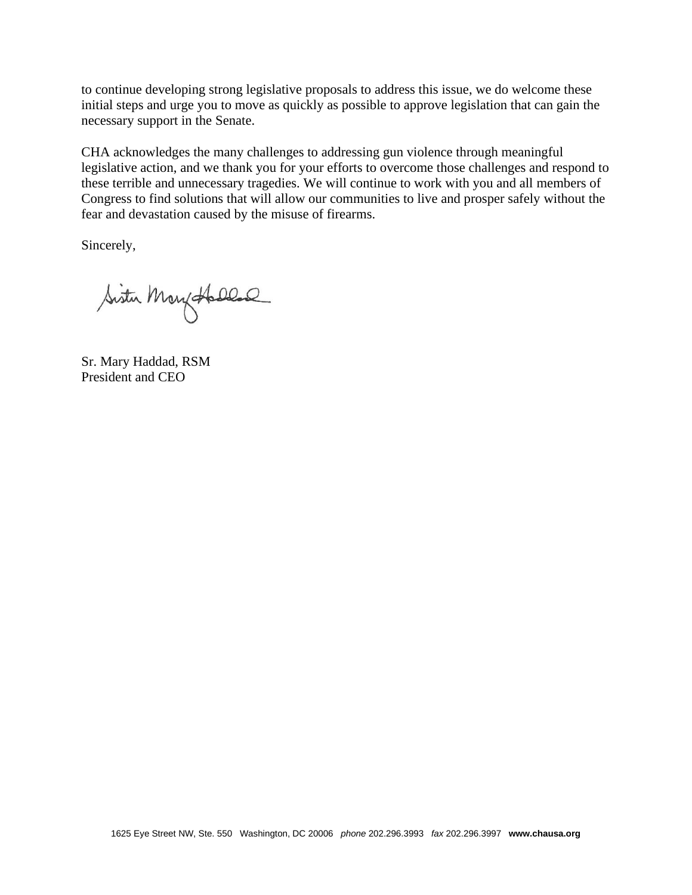to continue developing strong legislative proposals to address this issue, we do welcome these initial steps and urge you to move as quickly as possible to approve legislation that can gain the necessary support in the Senate.

CHA acknowledges the many challenges to addressing gun violence through meaningful legislative action, and we thank you for your efforts to overcome those challenges and respond to these terrible and unnecessary tragedies. We will continue to work with you and all members of Congress to find solutions that will allow our communities to live and prosper safely without the fear and devastation caused by the misuse of firearms.

Sincerely,

Sister Mary Haddad

Sr. Mary Haddad, RSM
President and CEO

1625 Eye Street NW, Ste. 550 Washington, DC 20006 *phone* 202.296.3993 *fax* 202.296.3997 **www.chausa.org**